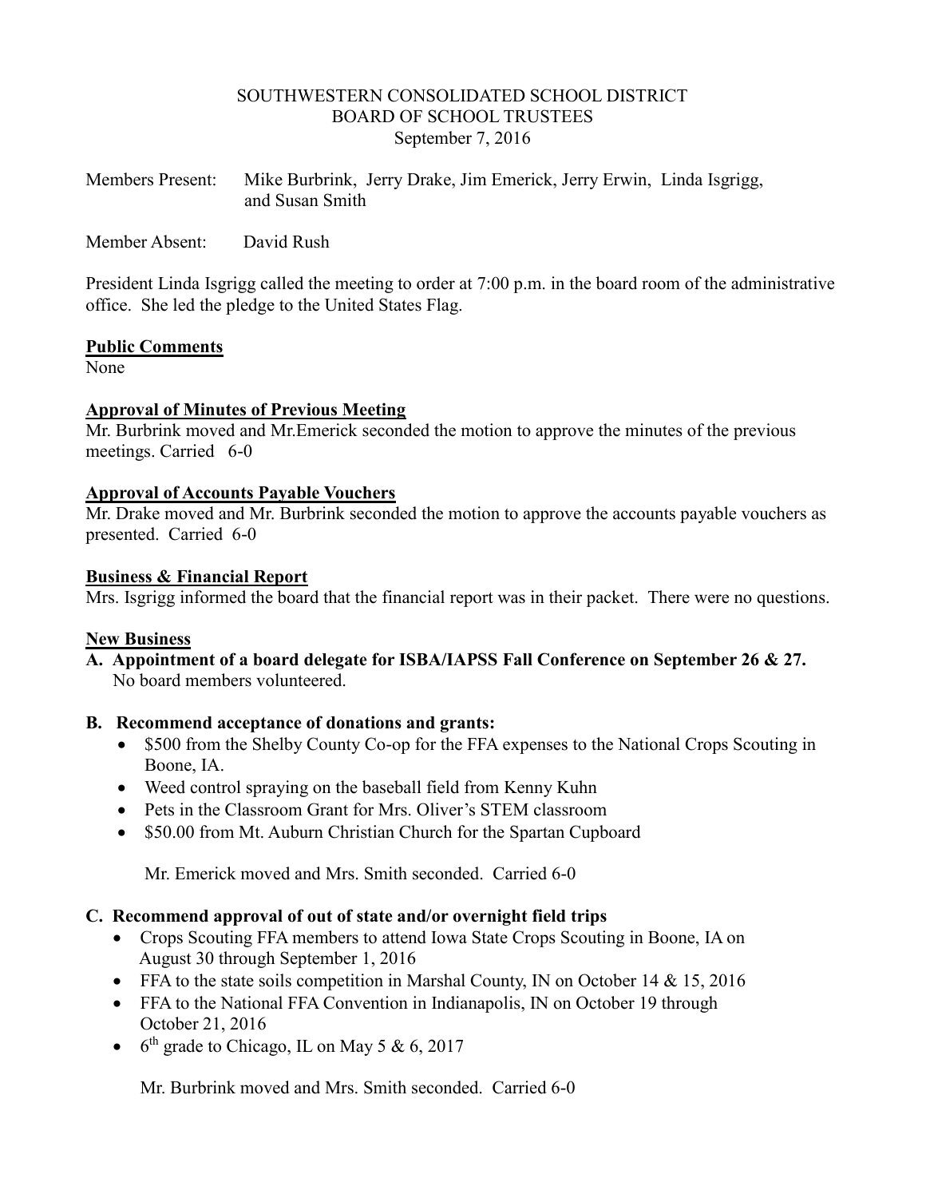SOUTHWESTERN CONSOLIDATED SCHOOL DISTRICT
BOARD OF SCHOOL TRUSTEES
September 7, 2016

Members Present: Mike Burbrink, Jerry Drake, Jim Emerick, Jerry Erwin, Linda Isgrigg, and Susan Smith

Member Absent: David Rush

President Linda Isgrigg called the meeting to order at 7:00 p.m. in the board room of the administrative office. She led the pledge to the United States Flag.

**Public Comments**
None

**Approval of Minutes of Previous Meeting**
Mr. Burbrink moved and Mr.Emerick seconded the motion to approve the minutes of the previous meetings. Carried 6-0

**Approval of Accounts Payable Vouchers**
Mr. Drake moved and Mr. Burbrink seconded the motion to approve the accounts payable vouchers as presented. Carried 6-0

**Business & Financial Report**
Mrs. Isgrigg informed the board that the financial report was in their packet. There were no questions.

**New Business**

**A. Appointment of a board delegate for ISBA/IAPSS Fall Conference on September 26 & 27.**
No board members volunteered.

**B. Recommend acceptance of donations and grants:**

- $500 from the Shelby County Co-op for the FFA expenses to the National Crops Scouting in Boone, IA.
- Weed control spraying on the baseball field from Kenny Kuhn
- Pets in the Classroom Grant for Mrs. Oliver's STEM classroom
- $50.00 from Mt. Auburn Christian Church for the Spartan Cupboard

Mr. Emerick moved and Mrs. Smith seconded. Carried 6-0

**C. Recommend approval of out of state and/or overnight field trips**

- Crops Scouting FFA members to attend Iowa State Crops Scouting in Boone, IA on August 30 through September 1, 2016
- FFA to the state soils competition in Marshal County, IN on October 14 & 15, 2016
- FFA to the National FFA Convention in Indianapolis, IN on October 19 through October 21, 2016
- 6th grade to Chicago, IL on May 5 & 6, 2017

Mr. Burbrink moved and Mrs. Smith seconded. Carried 6-0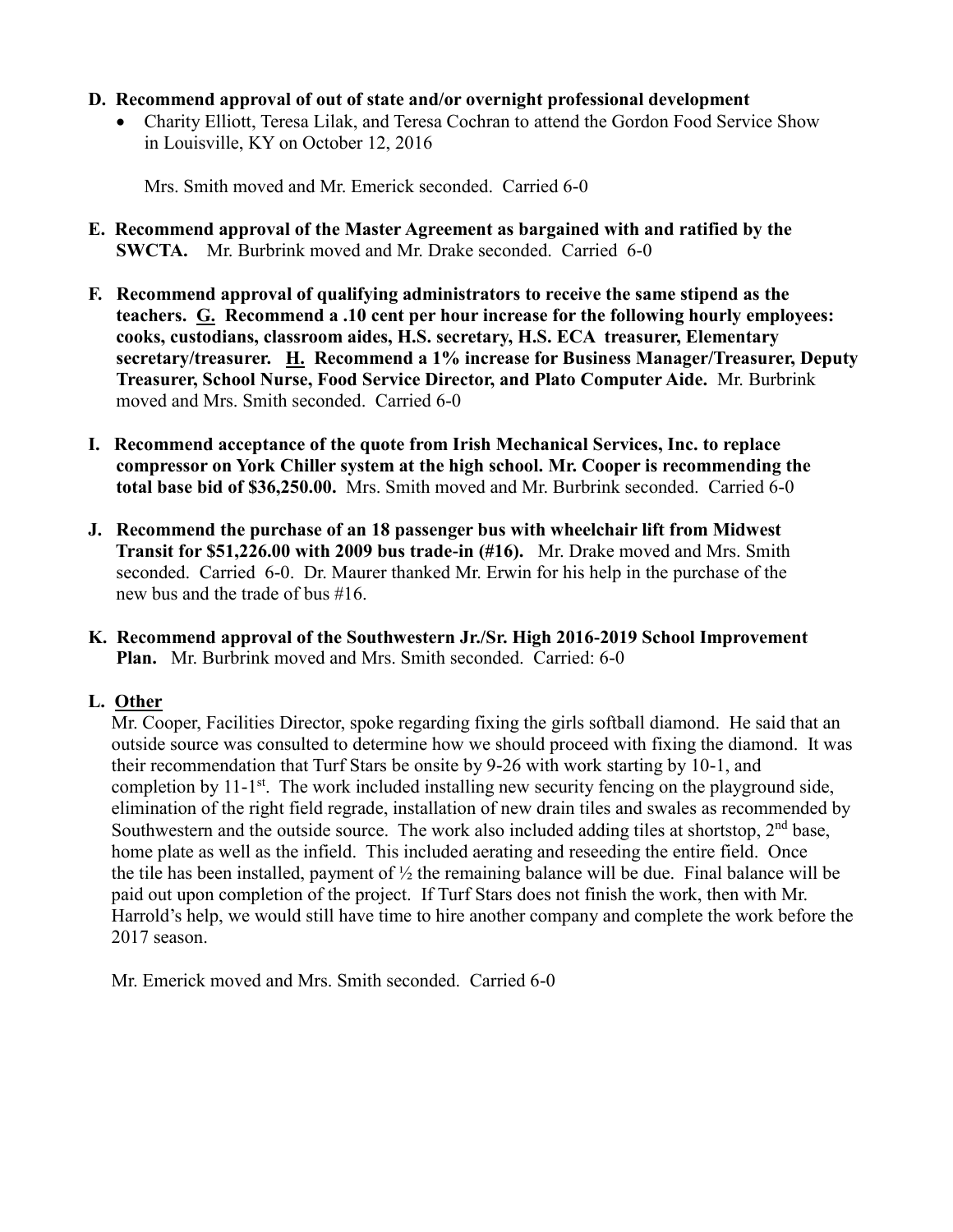**D. Recommend approval of out of state and/or overnight professional development**

- Charity Elliott, Teresa Lilak, and Teresa Cochran to attend the Gordon Food Service Show in Louisville, KY on October 12, 2016

Mrs. Smith moved and Mr. Emerick seconded. Carried 6-0

**E. Recommend approval of the Master Agreement as bargained with and ratified by the SWCTA.** Mr. Burbrink moved and Mr. Drake seconded. Carried 6-0

**F. Recommend approval of qualifying administrators to receive the same stipend as the teachers. <u>G.</u> Recommend a .10 cent per hour increase for the following hourly employees: cooks, custodians, classroom aides, H.S. secretary, H.S. ECA treasurer, Elementary secretary/treasurer. <u>H.</u> Recommend a 1% increase for Business Manager/Treasurer, Deputy Treasurer, School Nurse, Food Service Director, and Plato Computer Aide.** Mr. Burbrink moved and Mrs. Smith seconded. Carried 6-0

**I. Recommend acceptance of the quote from Irish Mechanical Services, Inc. to replace compressor on York Chiller system at the high school. Mr. Cooper is recommending the total base bid of $36,250.00.** Mrs. Smith moved and Mr. Burbrink seconded. Carried 6-0

**J. Recommend the purchase of an 18 passenger bus with wheelchair lift from Midwest Transit for $51,226.00 with 2009 bus trade-in (#16).** Mr. Drake moved and Mrs. Smith seconded. Carried 6-0. Dr. Maurer thanked Mr. Erwin for his help in the purchase of the new bus and the trade of bus #16.

**K. Recommend approval of the Southwestern Jr./Sr. High 2016-2019 School Improvement Plan.** Mr. Burbrink moved and Mrs. Smith seconded. Carried: 6-0

**L. <u>Other</u>**

Mr. Cooper, Facilities Director, spoke regarding fixing the girls softball diamond. He said that an outside source was consulted to determine how we should proceed with fixing the diamond. It was their recommendation that Turf Stars be onsite by 9-26 with work starting by 10-1, and completion by 11-1st. The work included installing new security fencing on the playground side, elimination of the right field regrade, installation of new drain tiles and swales as recommended by Southwestern and the outside source. The work also included adding tiles at shortstop, 2nd base, home plate as well as the infield. This included aerating and reseeding the entire field. Once the tile has been installed, payment of ½ the remaining balance will be due. Final balance will be paid out upon completion of the project. If Turf Stars does not finish the work, then with Mr. Harrold's help, we would still have time to hire another company and complete the work before the 2017 season.

Mr. Emerick moved and Mrs. Smith seconded. Carried 6-0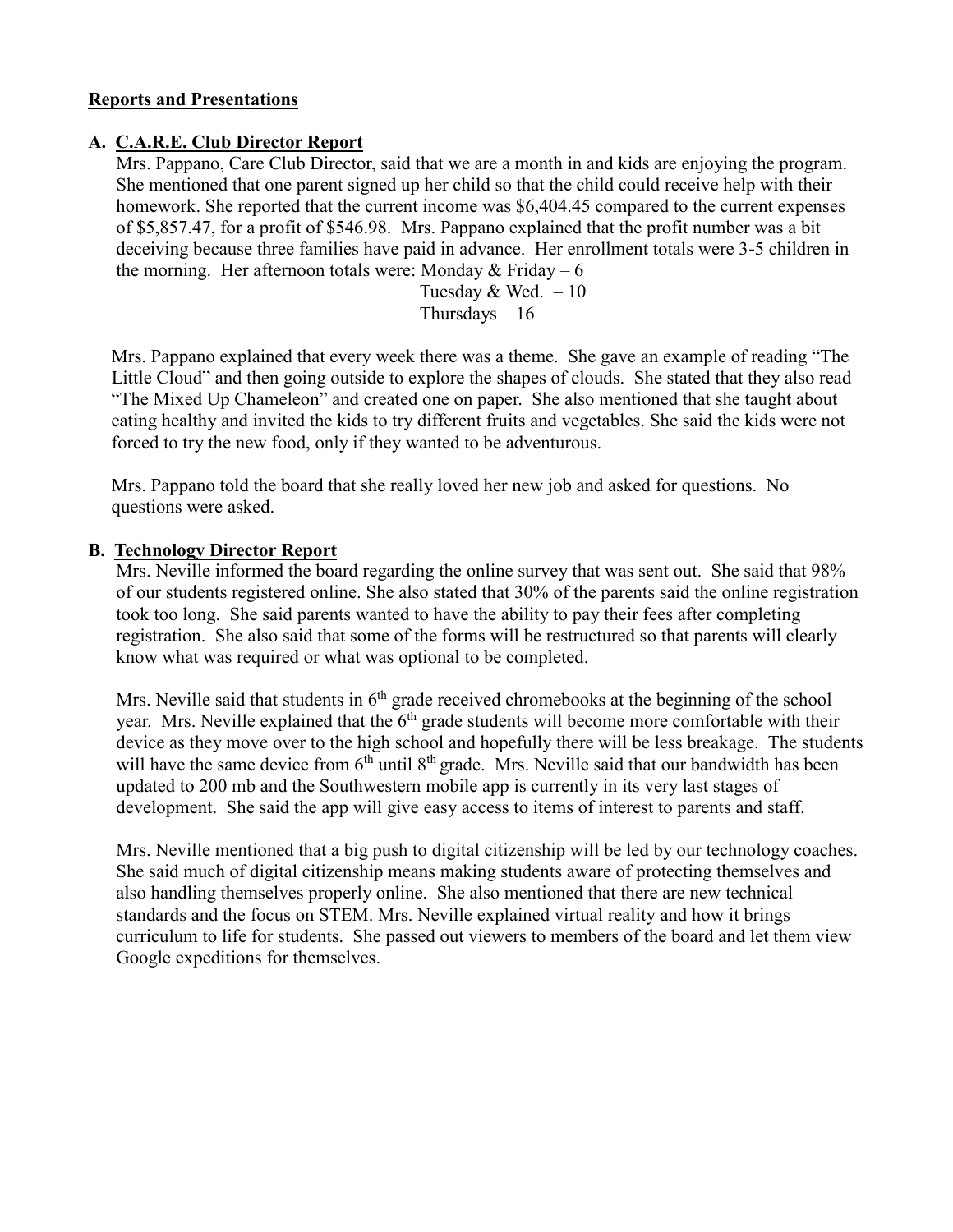**Reports and Presentations**

**A. C.A.R.E. Club Director Report**

Mrs. Pappano, Care Club Director, said that we are a month in and kids are enjoying the program. She mentioned that one parent signed up her child so that the child could receive help with their homework. She reported that the current income was $6,404.45 compared to the current expenses of $5,857.47, for a profit of $546.98. Mrs. Pappano explained that the profit number was a bit deceiving because three families have paid in advance. Her enrollment totals were 3-5 children in the morning. Her afternoon totals were: Monday & Friday – 6
Tuesday & Wed. – 10
Thursdays – 16

Mrs. Pappano explained that every week there was a theme. She gave an example of reading "The Little Cloud" and then going outside to explore the shapes of clouds. She stated that they also read "The Mixed Up Chameleon" and created one on paper. She also mentioned that she taught about eating healthy and invited the kids to try different fruits and vegetables. She said the kids were not forced to try the new food, only if they wanted to be adventurous.

Mrs. Pappano told the board that she really loved her new job and asked for questions. No questions were asked.

**B. Technology Director Report**

Mrs. Neville informed the board regarding the online survey that was sent out. She said that 98% of our students registered online. She also stated that 30% of the parents said the online registration took too long. She said parents wanted to have the ability to pay their fees after completing registration. She also said that some of the forms will be restructured so that parents will clearly know what was required or what was optional to be completed.

Mrs. Neville said that students in 6th grade received chromebooks at the beginning of the school year. Mrs. Neville explained that the 6th grade students will become more comfortable with their device as they move over to the high school and hopefully there will be less breakage. The students will have the same device from 6th until 8th grade. Mrs. Neville said that our bandwidth has been updated to 200 mb and the Southwestern mobile app is currently in its very last stages of development. She said the app will give easy access to items of interest to parents and staff.

Mrs. Neville mentioned that a big push to digital citizenship will be led by our technology coaches. She said much of digital citizenship means making students aware of protecting themselves and also handling themselves properly online. She also mentioned that there are new technical standards and the focus on STEM. Mrs. Neville explained virtual reality and how it brings curriculum to life for students. She passed out viewers to members of the board and let them view Google expeditions for themselves.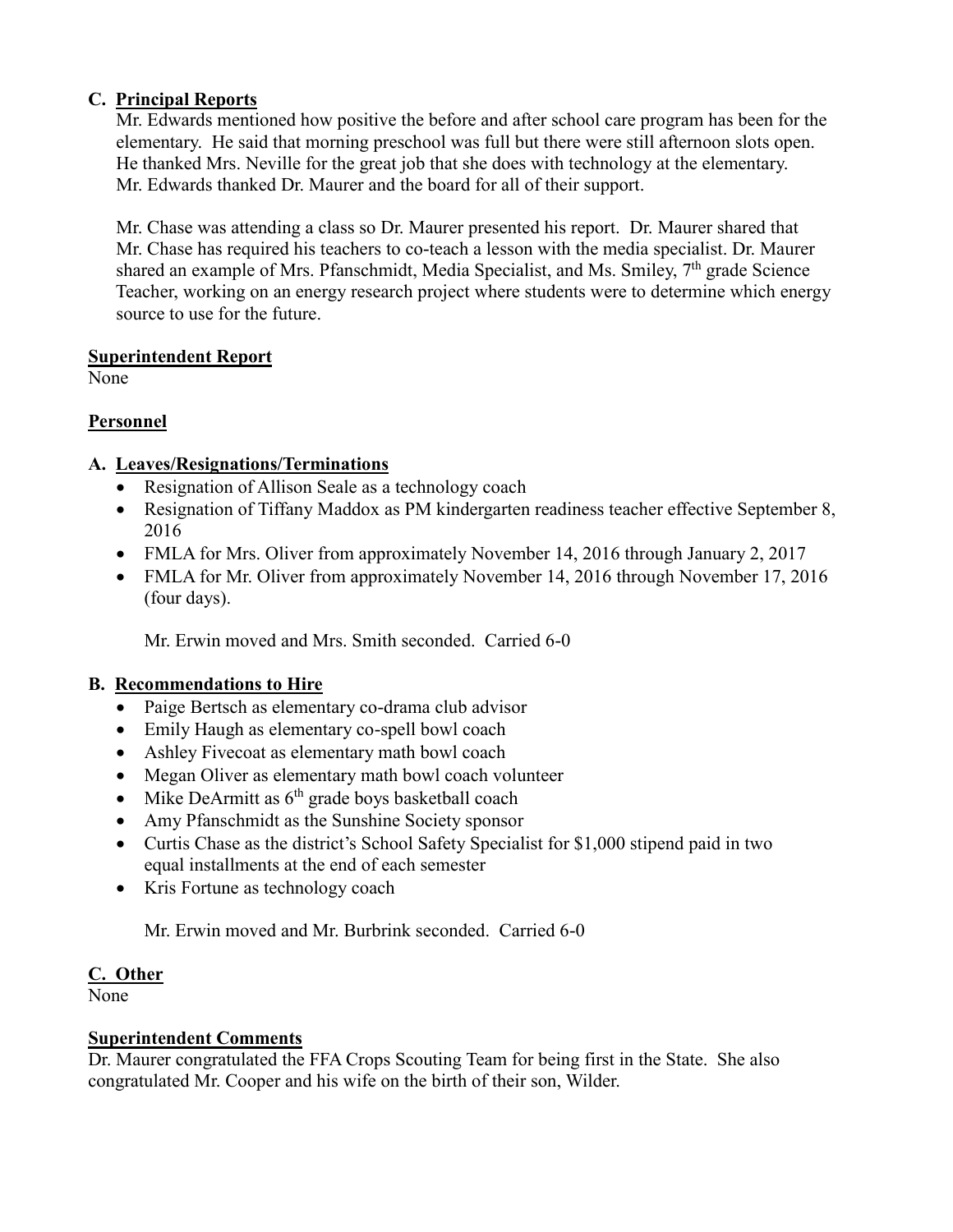### C. Principal Reports

Mr. Edwards mentioned how positive the before and after school care program has been for the elementary. He said that morning preschool was full but there were still afternoon slots open. He thanked Mrs. Neville for the great job that she does with technology at the elementary. Mr. Edwards thanked Dr. Maurer and the board for all of their support.

Mr. Chase was attending a class so Dr. Maurer presented his report. Dr. Maurer shared that Mr. Chase has required his teachers to co-teach a lesson with the media specialist. Dr. Maurer shared an example of Mrs. Pfanschmidt, Media Specialist, and Ms. Smiley, 7th grade Science Teacher, working on an energy research project where students were to determine which energy source to use for the future.

## Superintendent Report

None

## Personnel

### A. Leaves/Resignations/Terminations

- Resignation of Allison Seale as a technology coach
- Resignation of Tiffany Maddox as PM kindergarten readiness teacher effective September 8, 2016
- FMLA for Mrs. Oliver from approximately November 14, 2016 through January 2, 2017
- FMLA for Mr. Oliver from approximately November 14, 2016 through November 17, 2016 (four days).

Mr. Erwin moved and Mrs. Smith seconded. Carried 6-0

### B. Recommendations to Hire

- Paige Bertsch as elementary co-drama club advisor
- Emily Haugh as elementary co-spell bowl coach
- Ashley Fivecoat as elementary math bowl coach
- Megan Oliver as elementary math bowl coach volunteer
- Mike DeArmitt as 6th grade boys basketball coach
- Amy Pfanschmidt as the Sunshine Society sponsor
- Curtis Chase as the district's School Safety Specialist for $1,000 stipend paid in two equal installments at the end of each semester
- Kris Fortune as technology coach

Mr. Erwin moved and Mr. Burbrink seconded. Carried 6-0

### C. Other

None

## Superintendent Comments

Dr. Maurer congratulated the FFA Crops Scouting Team for being first in the State. She also congratulated Mr. Cooper and his wife on the birth of their son, Wilder.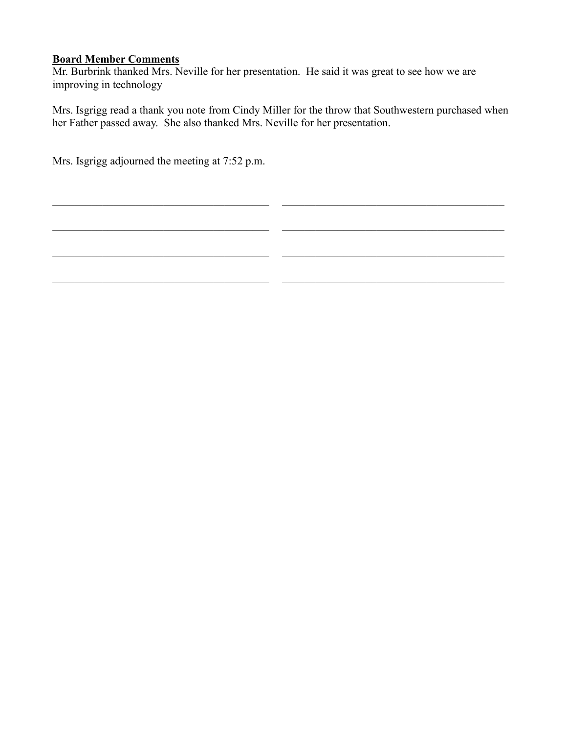**Board Member Comments**

Mr. Burbrink thanked Mrs. Neville for her presentation. He said it was great to see how we are improving in technology

Mrs. Isgrigg read a thank you note from Cindy Miller for the throw that Southwestern purchased when her Father passed away. She also thanked Mrs. Neville for her presentation.

Mrs. Isgrigg adjourned the meeting at 7:52 p.m.

| | |
|---|---|
| ________________________________ | ________________________________ |
| ________________________________ | ________________________________ |
| ________________________________ | ________________________________ |
| ________________________________ | ________________________________ |